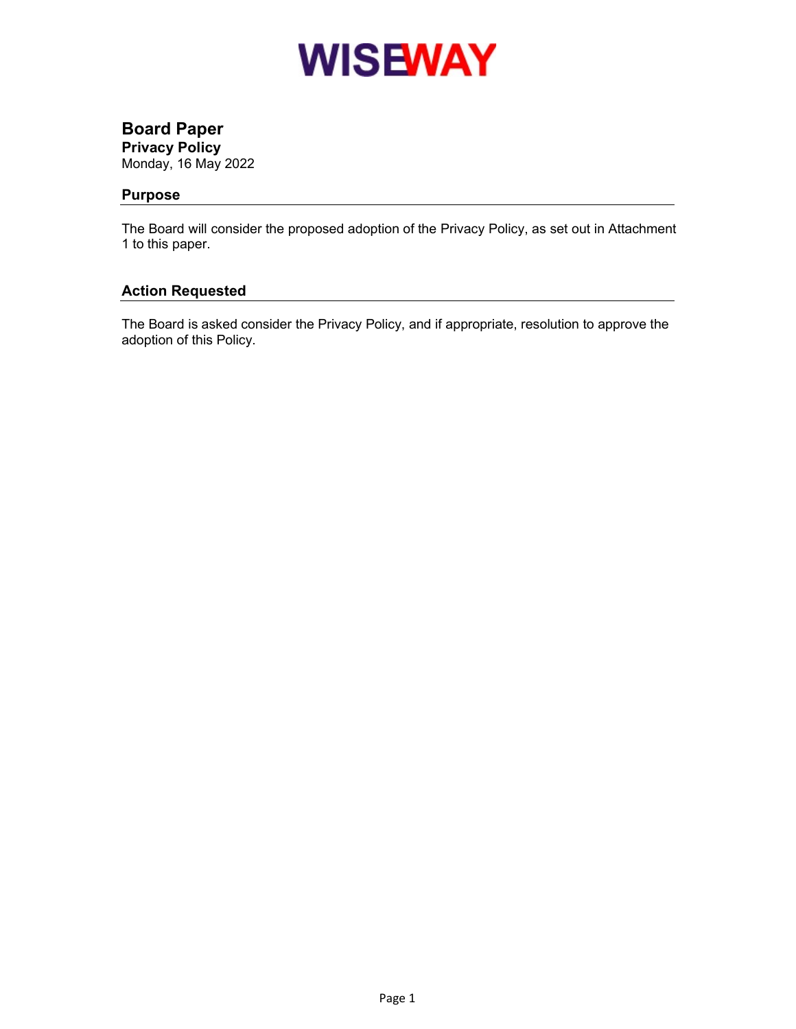WISEWAY

# Board Paper

**Privacy Policy**

Monday, 16 May 2022

## Purpose

The Board will consider the proposed adoption of the Privacy Policy, as set out in Attachment 1 to this paper.

## Action Requested

The Board is asked consider the Privacy Policy, and if appropriate, resolution to approve the adoption of this Policy.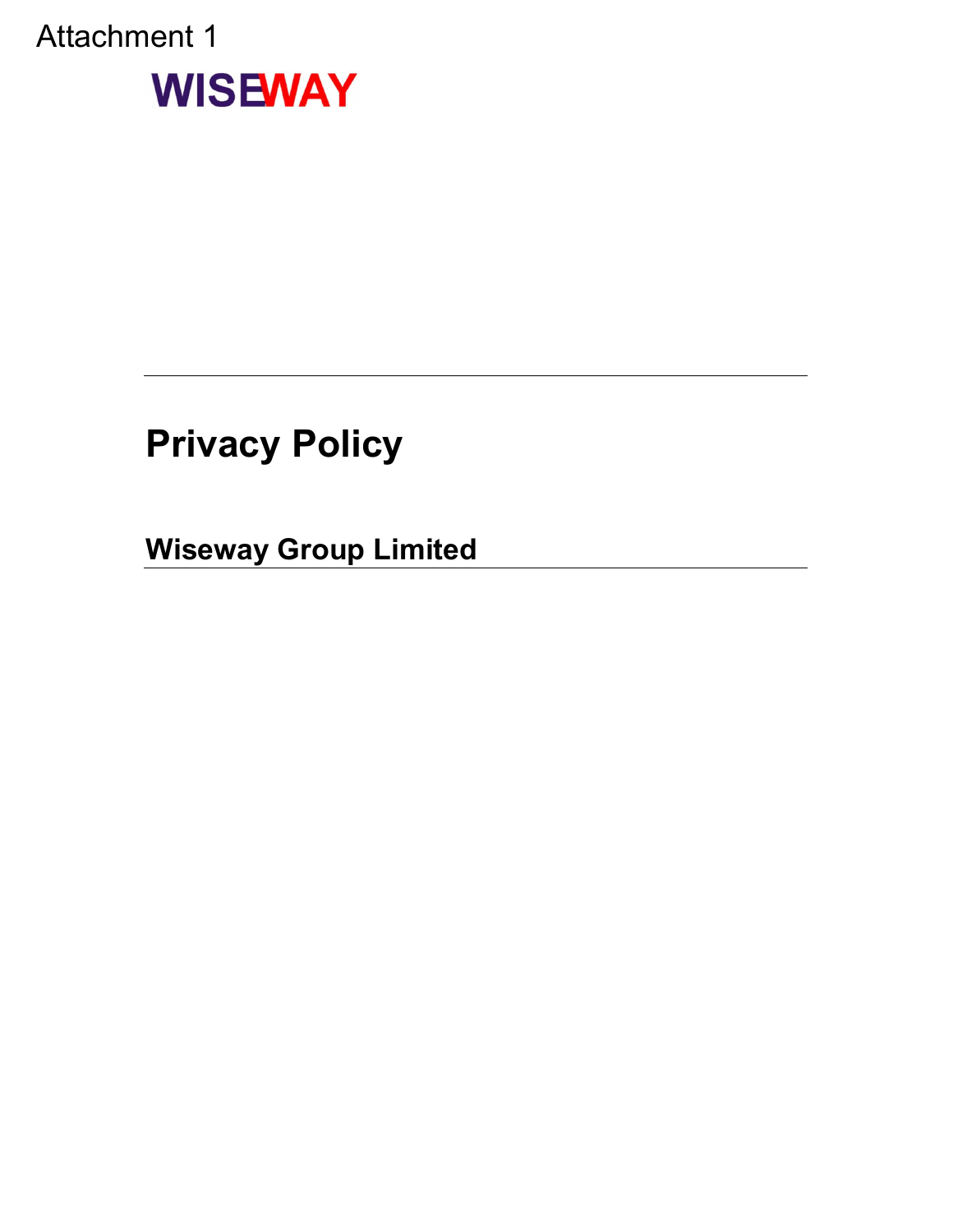Attachment 1

WISEWAY

# Privacy Policy

## Wiseway Group Limited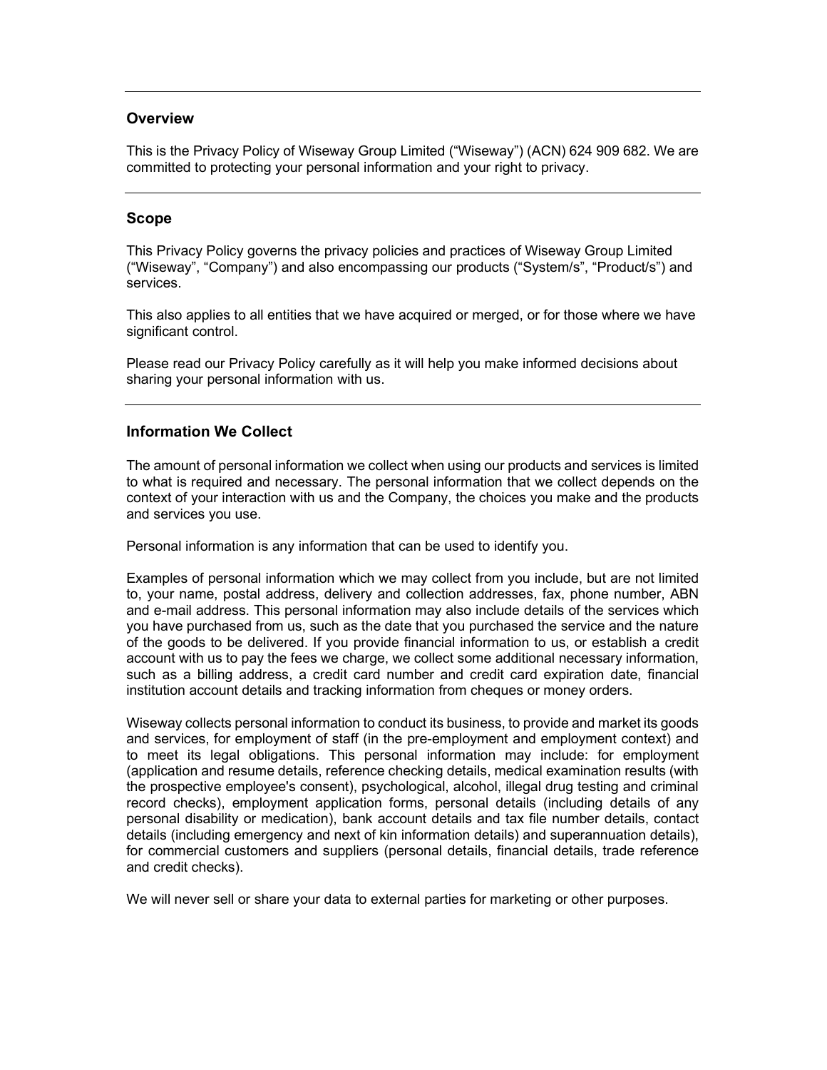## Overview

This is the Privacy Policy of Wiseway Group Limited ("Wiseway") (ACN) 624 909 682. We are committed to protecting your personal information and your right to privacy.

---

## Scope

This Privacy Policy governs the privacy policies and practices of Wiseway Group Limited ("Wiseway", "Company") and also encompassing our products ("System/s", "Product/s") and services.

This also applies to all entities that we have acquired or merged, or for those where we have significant control.

Please read our Privacy Policy carefully as it will help you make informed decisions about sharing your personal information with us.

---

## Information We Collect

The amount of personal information we collect when using our products and services is limited to what is required and necessary. The personal information that we collect depends on the context of your interaction with us and the Company, the choices you make and the products and services you use.

Personal information is any information that can be used to identify you.

Examples of personal information which we may collect from you include, but are not limited to, your name, postal address, delivery and collection addresses, fax, phone number, ABN and e-mail address. This personal information may also include details of the services which you have purchased from us, such as the date that you purchased the service and the nature of the goods to be delivered. If you provide financial information to us, or establish a credit account with us to pay the fees we charge, we collect some additional necessary information, such as a billing address, a credit card number and credit card expiration date, financial institution account details and tracking information from cheques or money orders.

Wiseway collects personal information to conduct its business, to provide and market its goods and services, for employment of staff (in the pre-employment and employment context) and to meet its legal obligations. This personal information may include: for employment (application and resume details, reference checking details, medical examination results (with the prospective employee's consent), psychological, alcohol, illegal drug testing and criminal record checks), employment application forms, personal details (including details of any personal disability or medication), bank account details and tax file number details, contact details (including emergency and next of kin information details) and superannuation details), for commercial customers and suppliers (personal details, financial details, trade reference and credit checks).

We will never sell or share your data to external parties for marketing or other purposes.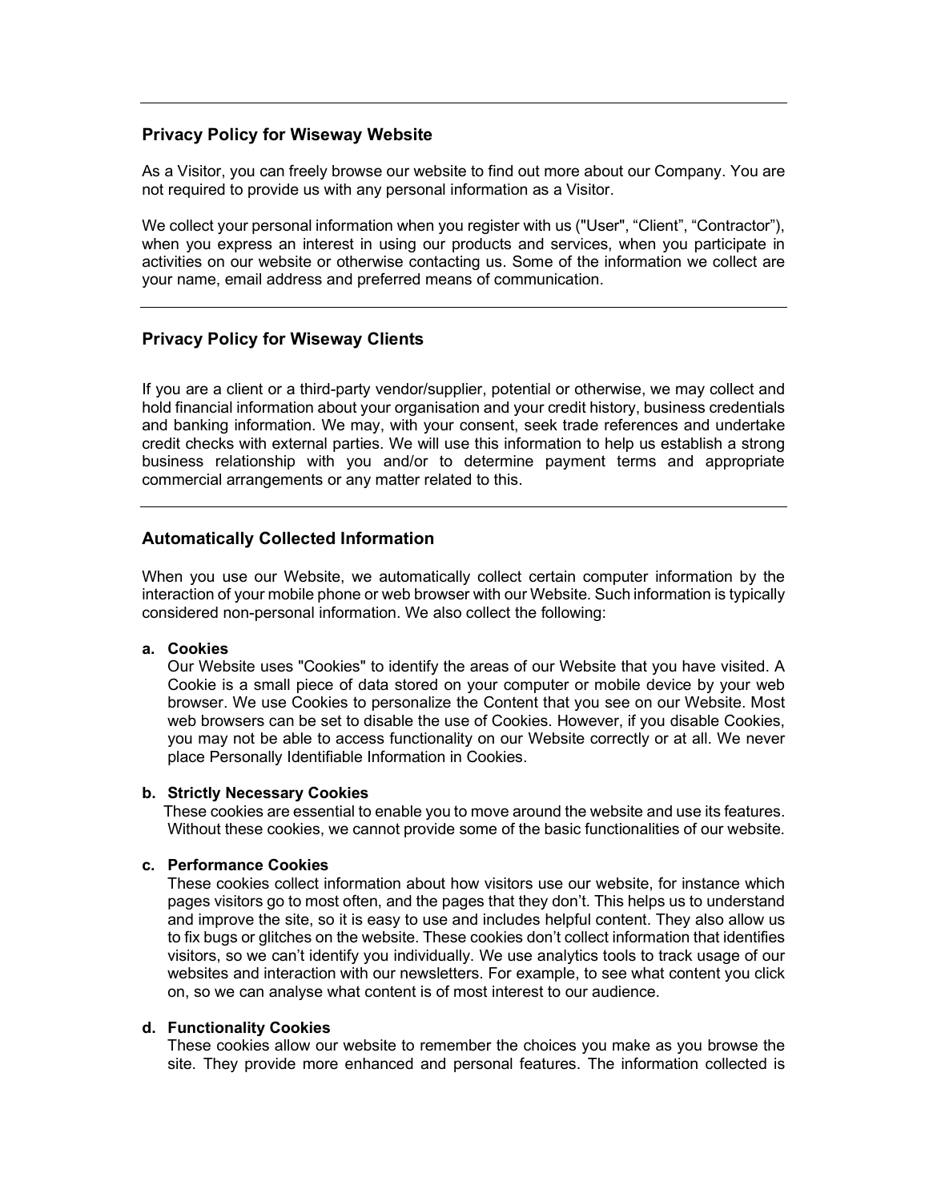---

## Privacy Policy for Wiseway Website

As a Visitor, you can freely browse our website to find out more about our Company. You are not required to provide us with any personal information as a Visitor.

We collect your personal information when you register with us ("User", "Client", "Contractor"), when you express an interest in using our products and services, when you participate in activities on our website or otherwise contacting us. Some of the information we collect are your name, email address and preferred means of communication.

---

## Privacy Policy for Wiseway Clients

If you are a client or a third-party vendor/supplier, potential or otherwise, we may collect and hold financial information about your organisation and your credit history, business credentials and banking information. We may, with your consent, seek trade references and undertake credit checks with external parties. We will use this information to help us establish a strong business relationship with you and/or to determine payment terms and appropriate commercial arrangements or any matter related to this.

---

## Automatically Collected Information

When you use our Website, we automatically collect certain computer information by the interaction of your mobile phone or web browser with our Website. Such information is typically considered non-personal information. We also collect the following:

**a. Cookies**
Our Website uses "Cookies" to identify the areas of our Website that you have visited. A Cookie is a small piece of data stored on your computer or mobile device by your web browser. We use Cookies to personalize the Content that you see on our Website. Most web browsers can be set to disable the use of Cookies. However, if you disable Cookies, you may not be able to access functionality on our Website correctly or at all. We never place Personally Identifiable Information in Cookies.

**b. Strictly Necessary Cookies**
These cookies are essential to enable you to move around the website and use its features. Without these cookies, we cannot provide some of the basic functionalities of our website.

**c. Performance Cookies**
These cookies collect information about how visitors use our website, for instance which pages visitors go to most often, and the pages that they don't. This helps us to understand and improve the site, so it is easy to use and includes helpful content. They also allow us to fix bugs or glitches on the website. These cookies don't collect information that identifies visitors, so we can't identify you individually. We use analytics tools to track usage of our websites and interaction with our newsletters. For example, to see what content you click on, so we can analyse what content is of most interest to our audience.

**d. Functionality Cookies**
These cookies allow our website to remember the choices you make as you browse the site. They provide more enhanced and personal features. The information collected is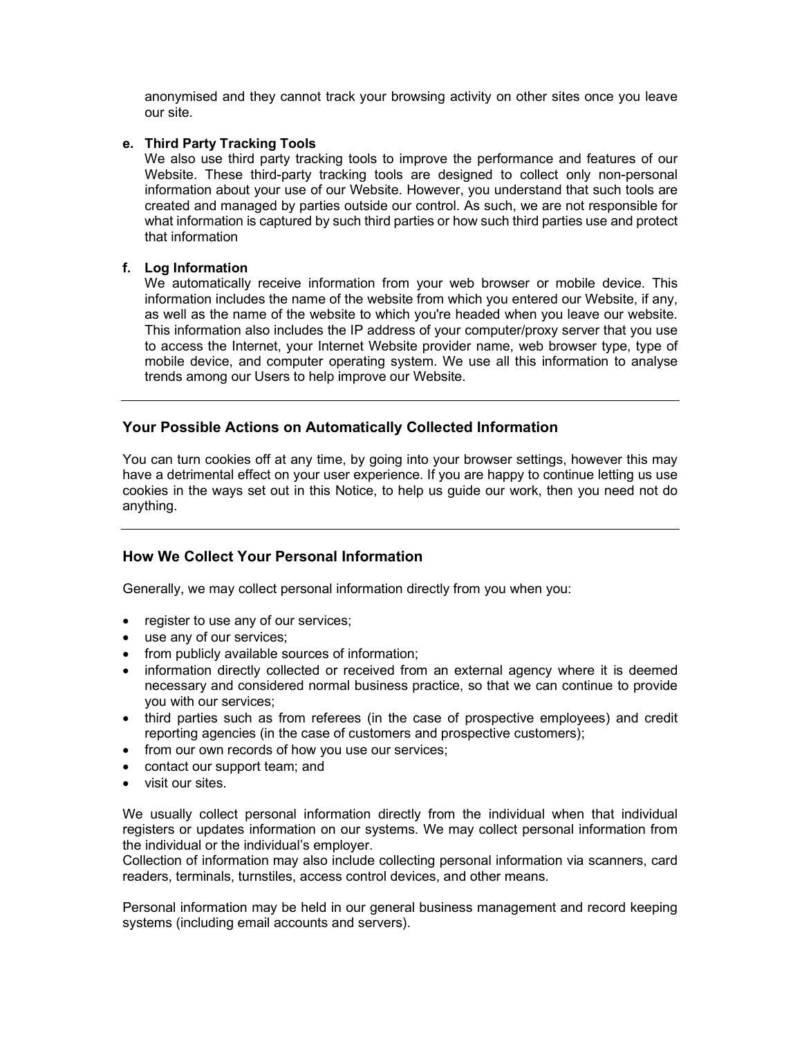anonymised and they cannot track your browsing activity on other sites once you leave our site.

**e. Third Party Tracking Tools**

We also use third party tracking tools to improve the performance and features of our Website. These third-party tracking tools are designed to collect only non-personal information about your use of our Website. However, you understand that such tools are created and managed by parties outside our control. As such, we are not responsible for what information is captured by such third parties or how such third parties use and protect that information

**f. Log Information**

We automatically receive information from your web browser or mobile device. This information includes the name of the website from which you entered our Website, if any, as well as the name of the website to which you're headed when you leave our website. This information also includes the IP address of your computer/proxy server that you use to access the Internet, your Internet Website provider name, web browser type, type of mobile device, and computer operating system. We use all this information to analyse trends among our Users to help improve our Website.

---

## Your Possible Actions on Automatically Collected Information

You can turn cookies off at any time, by going into your browser settings, however this may have a detrimental effect on your user experience. If you are happy to continue letting us use cookies in the ways set out in this Notice, to help us guide our work, then you need not do anything.

---

## How We Collect Your Personal Information

Generally, we may collect personal information directly from you when you:

- register to use any of our services;
- use any of our services;
- from publicly available sources of information;
- information directly collected or received from an external agency where it is deemed necessary and considered normal business practice, so that we can continue to provide you with our services;
- third parties such as from referees (in the case of prospective employees) and credit reporting agencies (in the case of customers and prospective customers);
- from our own records of how you use our services;
- contact our support team; and
- visit our sites.

We usually collect personal information directly from the individual when that individual registers or updates information on our systems. We may collect personal information from the individual or the individual's employer.
Collection of information may also include collecting personal information via scanners, card readers, terminals, turnstiles, access control devices, and other means.

Personal information may be held in our general business management and record keeping systems (including email accounts and servers).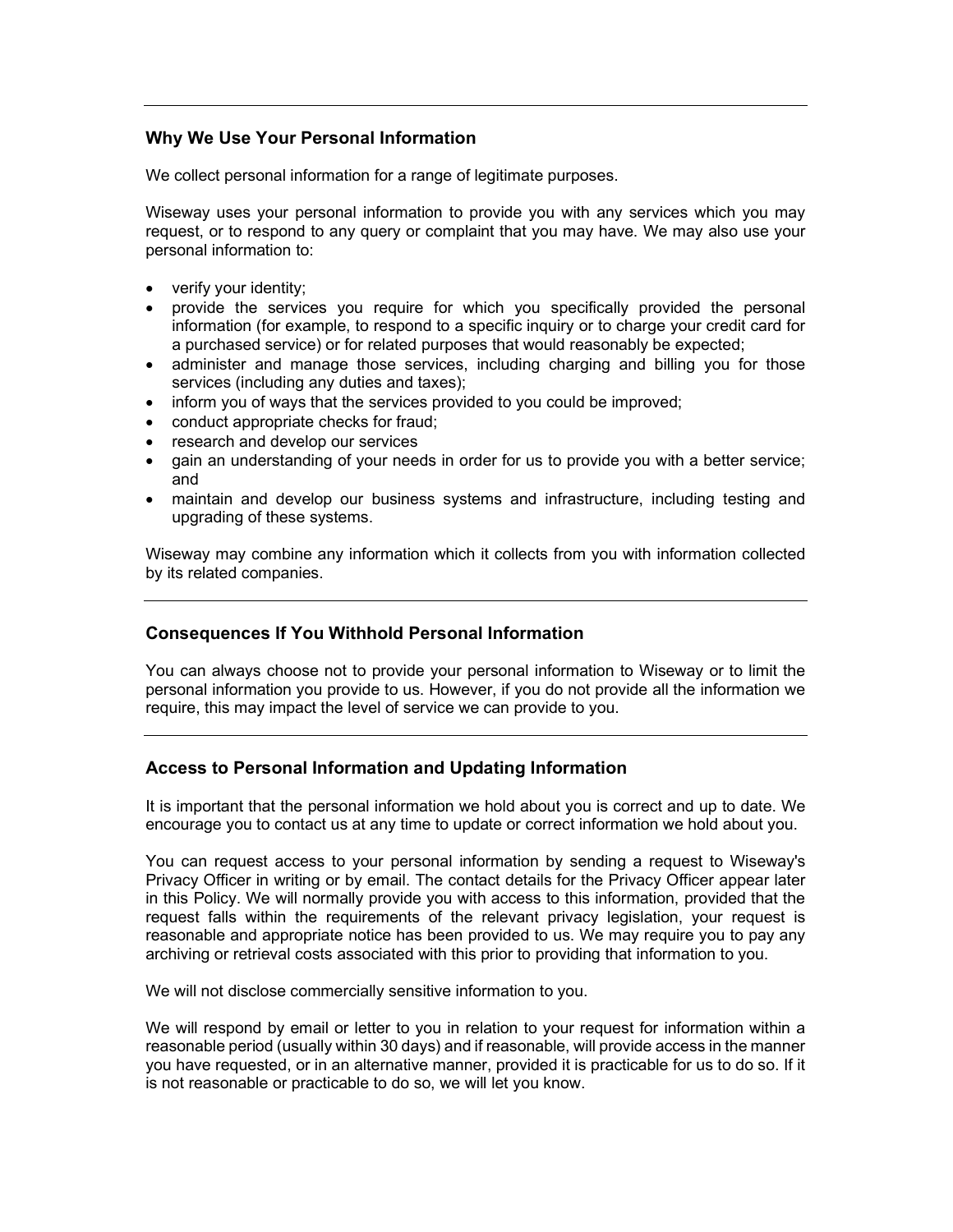## Why We Use Your Personal Information

We collect personal information for a range of legitimate purposes.

Wiseway uses your personal information to provide you with any services which you may request, or to respond to any query or complaint that you may have. We may also use your personal information to:

- verify your identity;
- provide the services you require for which you specifically provided the personal information (for example, to respond to a specific inquiry or to charge your credit card for a purchased service) or for related purposes that would reasonably be expected;
- administer and manage those services, including charging and billing you for those services (including any duties and taxes);
- inform you of ways that the services provided to you could be improved;
- conduct appropriate checks for fraud;
- research and develop our services
- gain an understanding of your needs in order for us to provide you with a better service; and
- maintain and develop our business systems and infrastructure, including testing and upgrading of these systems.

Wiseway may combine any information which it collects from you with information collected by its related companies.

---

## Consequences If You Withhold Personal Information

You can always choose not to provide your personal information to Wiseway or to limit the personal information you provide to us. However, if you do not provide all the information we require, this may impact the level of service we can provide to you.

---

## Access to Personal Information and Updating Information

It is important that the personal information we hold about you is correct and up to date. We encourage you to contact us at any time to update or correct information we hold about you.

You can request access to your personal information by sending a request to Wiseway's Privacy Officer in writing or by email. The contact details for the Privacy Officer appear later in this Policy. We will normally provide you with access to this information, provided that the request falls within the requirements of the relevant privacy legislation, your request is reasonable and appropriate notice has been provided to us. We may require you to pay any archiving or retrieval costs associated with this prior to providing that information to you.

We will not disclose commercially sensitive information to you.

We will respond by email or letter to you in relation to your request for information within a reasonable period (usually within 30 days) and if reasonable, will provide access in the manner you have requested, or in an alternative manner, provided it is practicable for us to do so. If it is not reasonable or practicable to do so, we will let you know.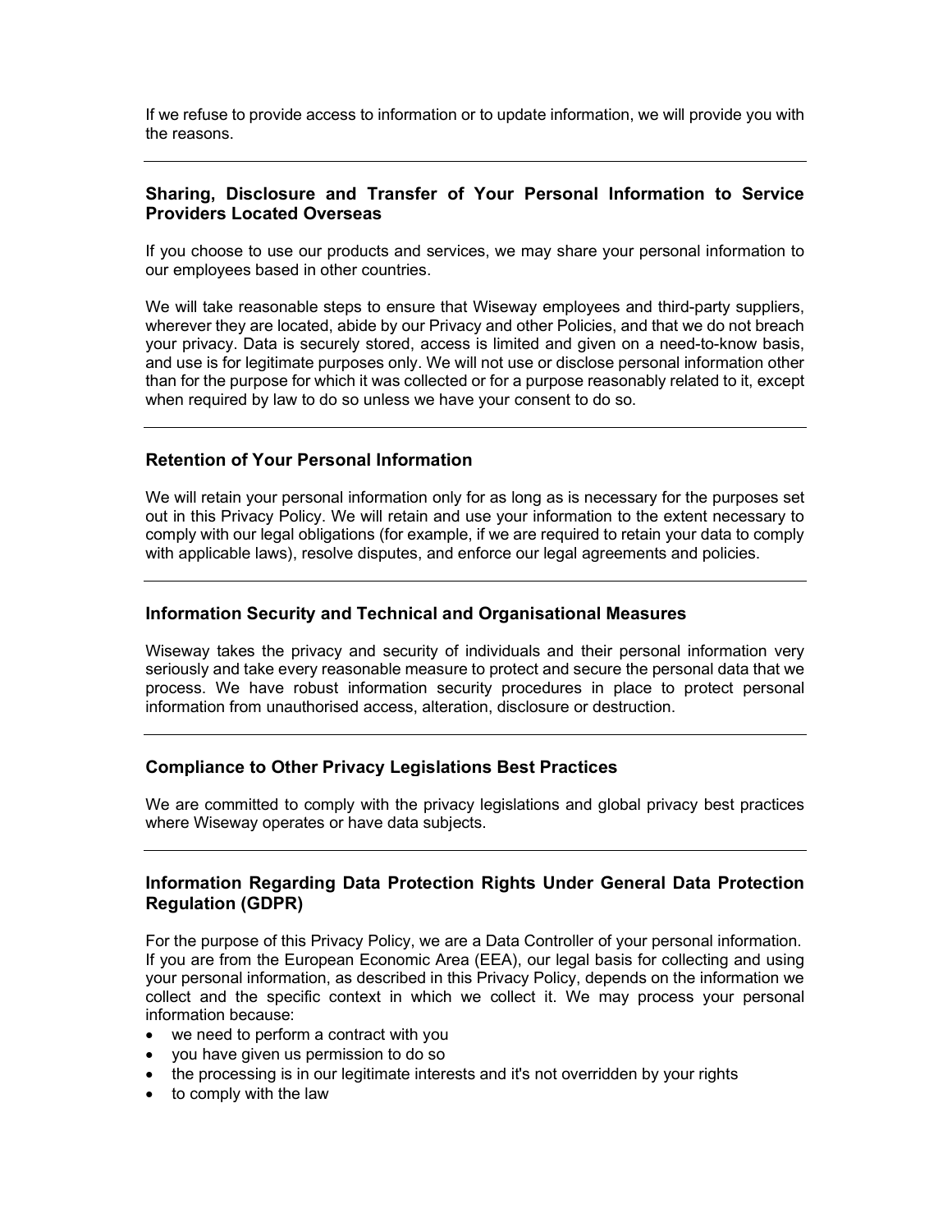If we refuse to provide access to information or to update information, we will provide you with the reasons.

---

### Sharing, Disclosure and Transfer of Your Personal Information to Service Providers Located Overseas

If you choose to use our products and services, we may share your personal information to our employees based in other countries.

We will take reasonable steps to ensure that Wiseway employees and third-party suppliers, wherever they are located, abide by our Privacy and other Policies, and that we do not breach your privacy. Data is securely stored, access is limited and given on a need-to-know basis, and use is for legitimate purposes only. We will not use or disclose personal information other than for the purpose for which it was collected or for a purpose reasonably related to it, except when required by law to do so unless we have your consent to do so.

---

### Retention of Your Personal Information

We will retain your personal information only for as long as is necessary for the purposes set out in this Privacy Policy. We will retain and use your information to the extent necessary to comply with our legal obligations (for example, if we are required to retain your data to comply with applicable laws), resolve disputes, and enforce our legal agreements and policies.

---

### Information Security and Technical and Organisational Measures

Wiseway takes the privacy and security of individuals and their personal information very seriously and take every reasonable measure to protect and secure the personal data that we process. We have robust information security procedures in place to protect personal information from unauthorised access, alteration, disclosure or destruction.

---

### Compliance to Other Privacy Legislations Best Practices

We are committed to comply with the privacy legislations and global privacy best practices where Wiseway operates or have data subjects.

---

### Information Regarding Data Protection Rights Under General Data Protection Regulation (GDPR)

For the purpose of this Privacy Policy, we are a Data Controller of your personal information. If you are from the European Economic Area (EEA), our legal basis for collecting and using your personal information, as described in this Privacy Policy, depends on the information we collect and the specific context in which we collect it. We may process your personal information because:

- we need to perform a contract with you
- you have given us permission to do so
- the processing is in our legitimate interests and it's not overridden by your rights
- to comply with the law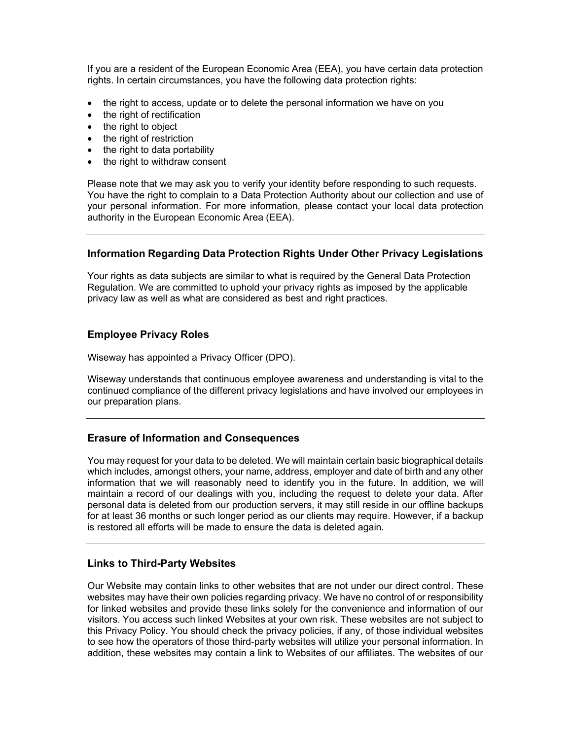If you are a resident of the European Economic Area (EEA), you have certain data protection rights. In certain circumstances, you have the following data protection rights:

- the right to access, update or to delete the personal information we have on you
- the right of rectification
- the right to object
- the right of restriction
- the right to data portability
- the right to withdraw consent

Please note that we may ask you to verify your identity before responding to such requests. You have the right to complain to a Data Protection Authority about our collection and use of your personal information. For more information, please contact your local data protection authority in the European Economic Area (EEA).

---

### Information Regarding Data Protection Rights Under Other Privacy Legislations

Your rights as data subjects are similar to what is required by the General Data Protection Regulation. We are committed to uphold your privacy rights as imposed by the applicable privacy law as well as what are considered as best and right practices.

---

### Employee Privacy Roles

Wiseway has appointed a Privacy Officer (DPO).

Wiseway understands that continuous employee awareness and understanding is vital to the continued compliance of the different privacy legislations and have involved our employees in our preparation plans.

---

### Erasure of Information and Consequences

You may request for your data to be deleted. We will maintain certain basic biographical details which includes, amongst others, your name, address, employer and date of birth and any other information that we will reasonably need to identify you in the future. In addition, we will maintain a record of our dealings with you, including the request to delete your data. After personal data is deleted from our production servers, it may still reside in our offline backups for at least 36 months or such longer period as our clients may require. However, if a backup is restored all efforts will be made to ensure the data is deleted again.

---

### Links to Third-Party Websites

Our Website may contain links to other websites that are not under our direct control. These websites may have their own policies regarding privacy. We have no control of or responsibility for linked websites and provide these links solely for the convenience and information of our visitors. You access such linked Websites at your own risk. These websites are not subject to this Privacy Policy. You should check the privacy policies, if any, of those individual websites to see how the operators of those third-party websites will utilize your personal information. In addition, these websites may contain a link to Websites of our affiliates. The websites of our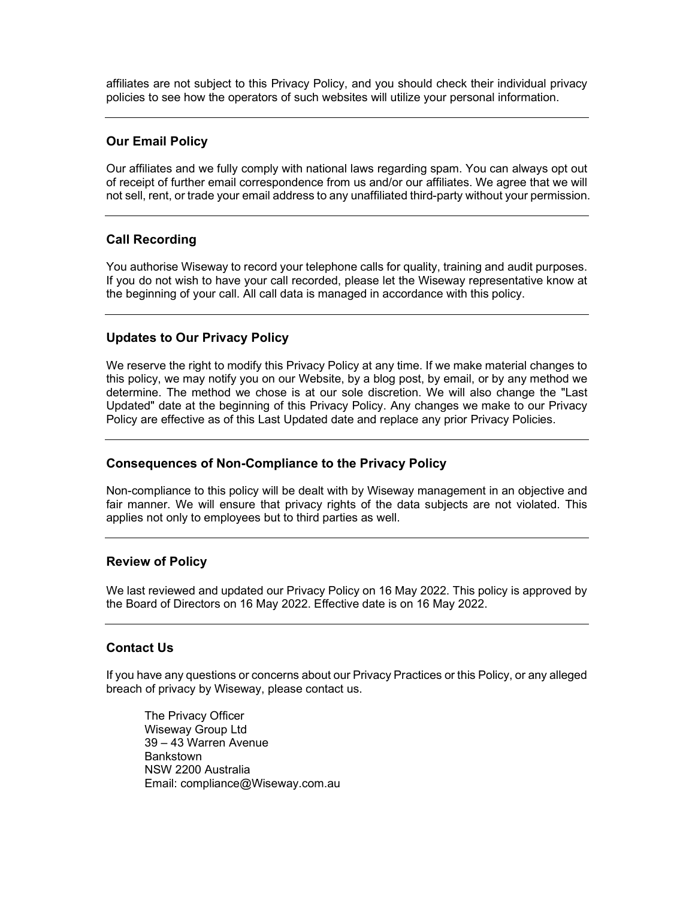affiliates are not subject to this Privacy Policy, and you should check their individual privacy policies to see how the operators of such websites will utilize your personal information.

---

### Our Email Policy

Our affiliates and we fully comply with national laws regarding spam. You can always opt out of receipt of further email correspondence from us and/or our affiliates. We agree that we will not sell, rent, or trade your email address to any unaffiliated third-party without your permission.

---

### Call Recording

You authorise Wiseway to record your telephone calls for quality, training and audit purposes. If you do not wish to have your call recorded, please let the Wiseway representative know at the beginning of your call. All call data is managed in accordance with this policy.

---

### Updates to Our Privacy Policy

We reserve the right to modify this Privacy Policy at any time. If we make material changes to this policy, we may notify you on our Website, by a blog post, by email, or by any method we determine. The method we chose is at our sole discretion. We will also change the "Last Updated" date at the beginning of this Privacy Policy. Any changes we make to our Privacy Policy are effective as of this Last Updated date and replace any prior Privacy Policies.

---

### Consequences of Non-Compliance to the Privacy Policy

Non-compliance to this policy will be dealt with by Wiseway management in an objective and fair manner. We will ensure that privacy rights of the data subjects are not violated. This applies not only to employees but to third parties as well.

---

### Review of Policy

We last reviewed and updated our Privacy Policy on 16 May 2022. This policy is approved by the Board of Directors on 16 May 2022. Effective date is on 16 May 2022.

---

### Contact Us

If you have any questions or concerns about our Privacy Practices or this Policy, or any alleged breach of privacy by Wiseway, please contact us.

The Privacy Officer
Wiseway Group Ltd
39 – 43 Warren Avenue
Bankstown
NSW 2200 Australia
Email: compliance@Wiseway.com.au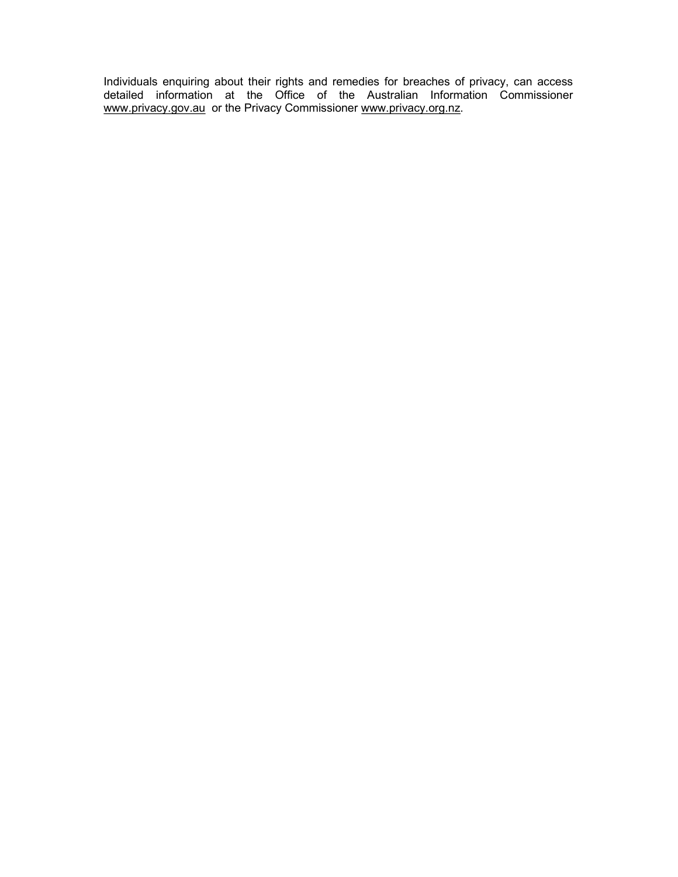Individuals enquiring about their rights and remedies for breaches of privacy, can access detailed information at the Office of the Australian Information Commissioner www.privacy.gov.au or the Privacy Commissioner www.privacy.org.nz.